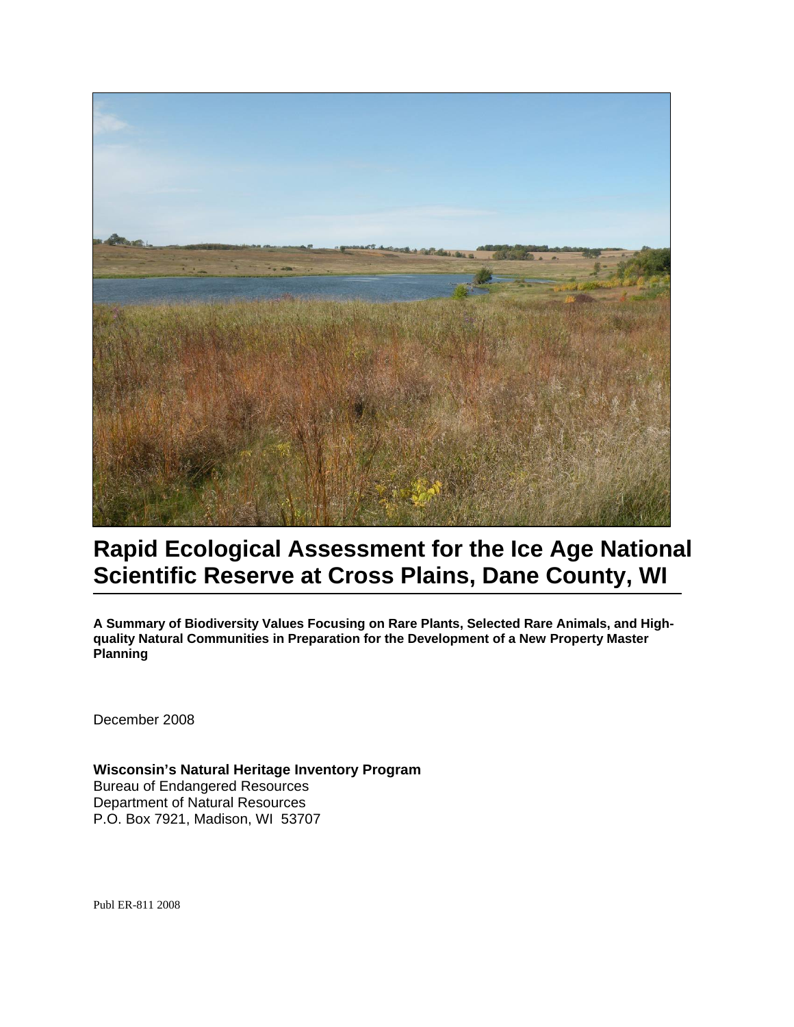# Rapid Ecological Assessment for the Ice Age National Scientific Reserve at Cross Plains, Dane County, WI

**A Summary of Biodiversity Values Focusing on Rare Plants, Selected Rare Animals, and High-quality Natural Communities in Preparation for the Development of a New Property Master Planning**

December 2008

**Wisconsin's Natural Heritage Inventory Program**
Bureau of Endangered Resources
Department of Natural Resources
P.O. Box 7921, Madison, WI 53707

Publ ER-811 2008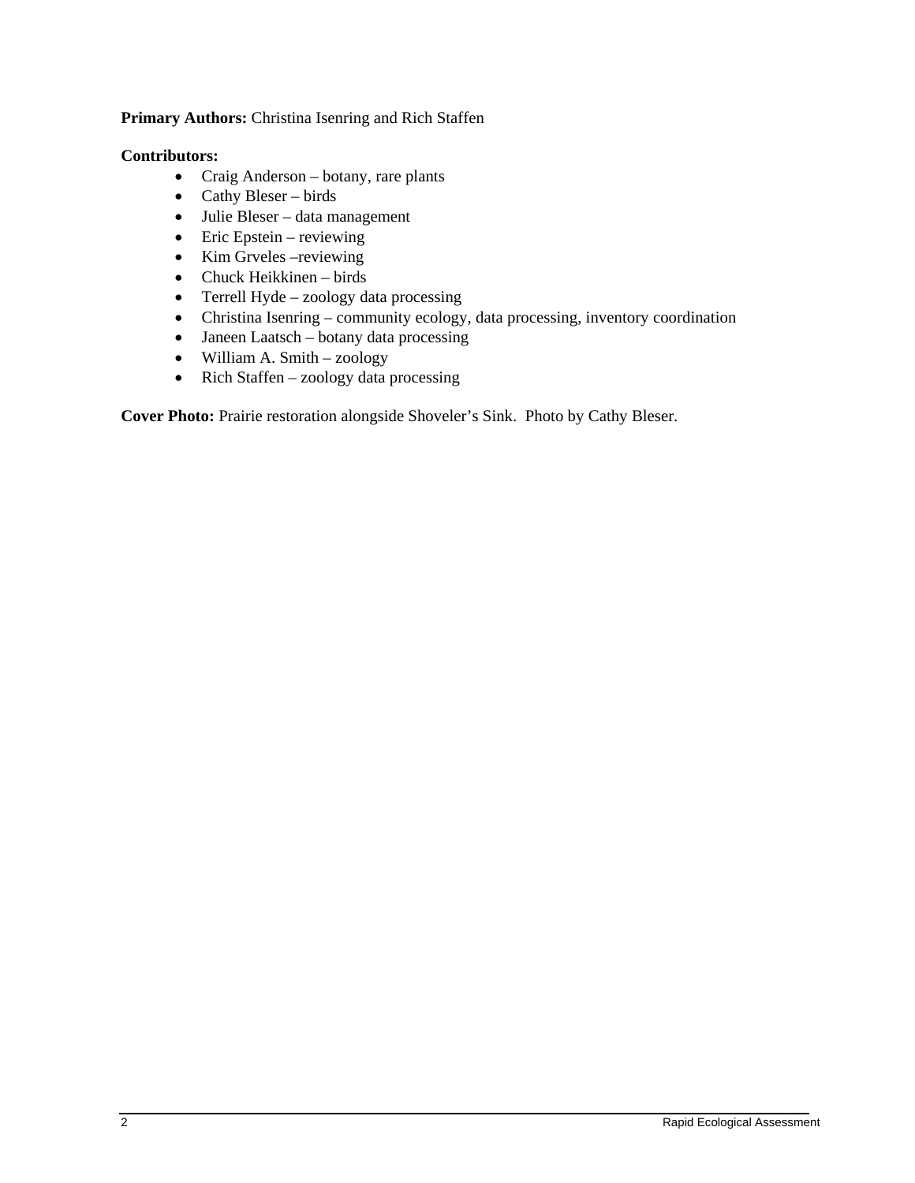**Primary Authors:** Christina Isenring and Rich Staffen

**Contributors:**

- Craig Anderson – botany, rare plants
- Cathy Bleser – birds
- Julie Bleser – data management
- Eric Epstein – reviewing
- Kim Grveles –reviewing
- Chuck Heikkinen – birds
- Terrell Hyde – zoology data processing
- Christina Isenring – community ecology, data processing, inventory coordination
- Janeen Laatsch – botany data processing
- William A. Smith – zoology
- Rich Staffen – zoology data processing

**Cover Photo:** Prairie restoration alongside Shoveler's Sink. Photo by Cathy Bleser.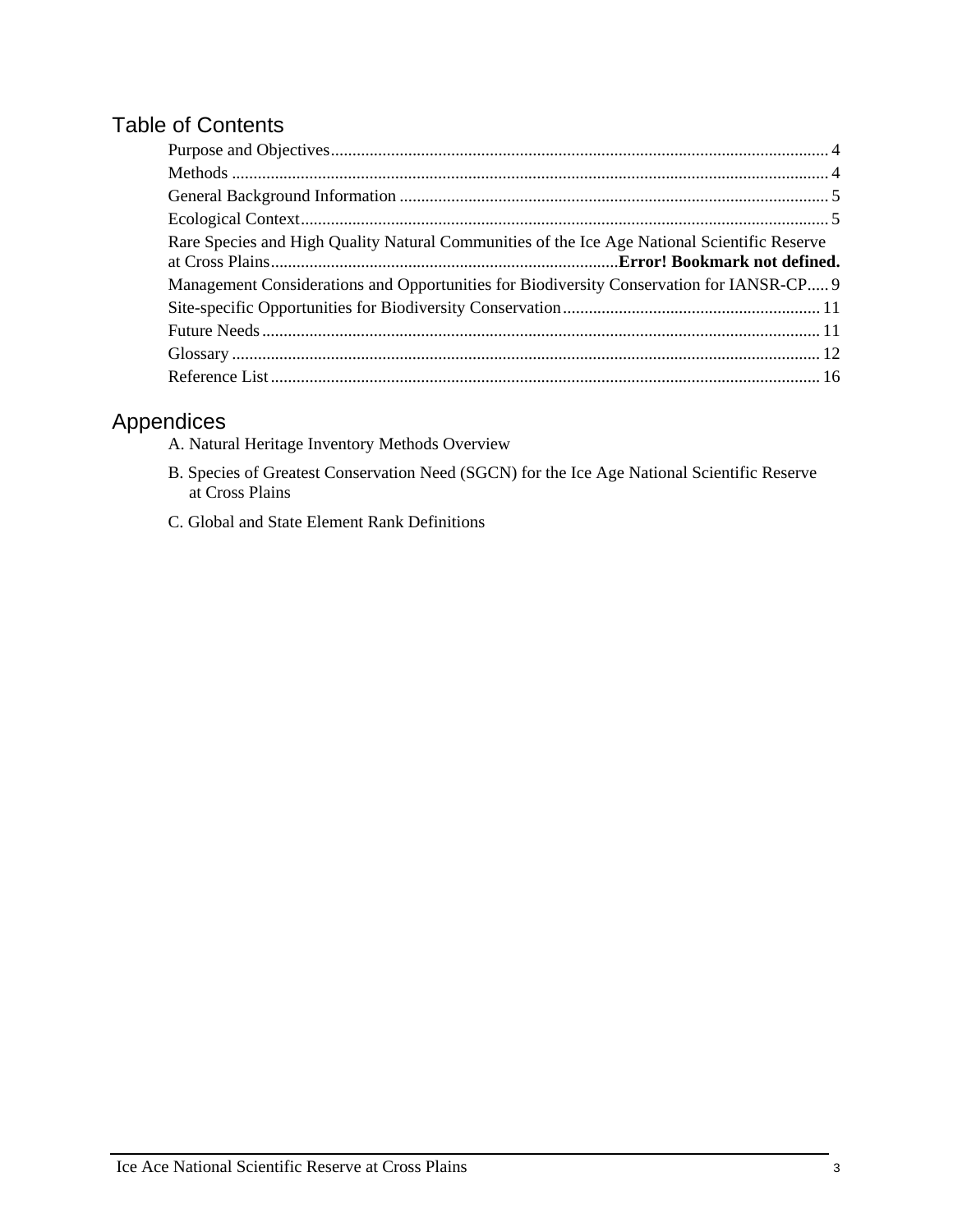## Table of Contents

Purpose and Objectives .................................................................................................................. 4
Methods ........................................................................................................................................ 4
General Background Information .................................................................................................. 5
Ecological Context ........................................................................................................................ 5
Rare Species and High Quality Natural Communities of the Ice Age National Scientific Reserve at Cross Plains ................................................................................ **Error! Bookmark not defined.**
Management Considerations and Opportunities for Biodiversity Conservation for IANSR-CP ..... 9
Site-specific Opportunities for Biodiversity Conservation ........................................................... 11
Future Needs ................................................................................................................................ 11
Glossary ....................................................................................................................................... 12
Reference List .............................................................................................................................. 16

## Appendices

A. Natural Heritage Inventory Methods Overview

B. Species of Greatest Conservation Need (SGCN) for the Ice Age National Scientific Reserve at Cross Plains

C. Global and State Element Rank Definitions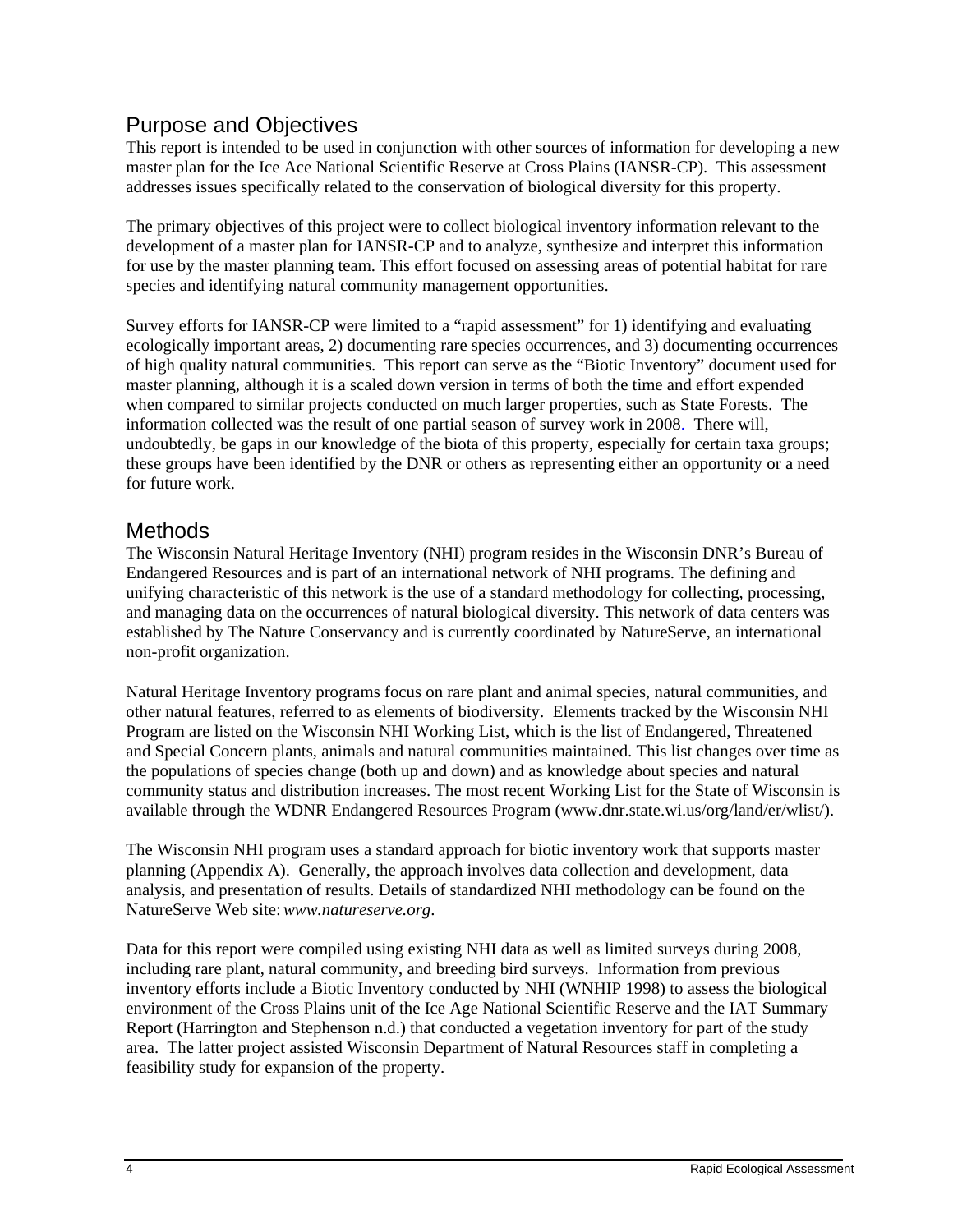## Purpose and Objectives

This report is intended to be used in conjunction with other sources of information for developing a new master plan for the Ice Ace National Scientific Reserve at Cross Plains (IANSR-CP). This assessment addresses issues specifically related to the conservation of biological diversity for this property.

The primary objectives of this project were to collect biological inventory information relevant to the development of a master plan for IANSR-CP and to analyze, synthesize and interpret this information for use by the master planning team. This effort focused on assessing areas of potential habitat for rare species and identifying natural community management opportunities.

Survey efforts for IANSR-CP were limited to a "rapid assessment" for 1) identifying and evaluating ecologically important areas, 2) documenting rare species occurrences, and 3) documenting occurrences of high quality natural communities. This report can serve as the "Biotic Inventory" document used for master planning, although it is a scaled down version in terms of both the time and effort expended when compared to similar projects conducted on much larger properties, such as State Forests. The information collected was the result of one partial season of survey work in 2008. There will, undoubtedly, be gaps in our knowledge of the biota of this property, especially for certain taxa groups; these groups have been identified by the DNR or others as representing either an opportunity or a need for future work.

## Methods

The Wisconsin Natural Heritage Inventory (NHI) program resides in the Wisconsin DNR's Bureau of Endangered Resources and is part of an international network of NHI programs. The defining and unifying characteristic of this network is the use of a standard methodology for collecting, processing, and managing data on the occurrences of natural biological diversity. This network of data centers was established by The Nature Conservancy and is currently coordinated by NatureServe, an international non-profit organization.

Natural Heritage Inventory programs focus on rare plant and animal species, natural communities, and other natural features, referred to as elements of biodiversity. Elements tracked by the Wisconsin NHI Program are listed on the Wisconsin NHI Working List, which is the list of Endangered, Threatened and Special Concern plants, animals and natural communities maintained. This list changes over time as the populations of species change (both up and down) and as knowledge about species and natural community status and distribution increases. The most recent Working List for the State of Wisconsin is available through the WDNR Endangered Resources Program (www.dnr.state.wi.us/org/land/er/wlist/).

The Wisconsin NHI program uses a standard approach for biotic inventory work that supports master planning (Appendix A). Generally, the approach involves data collection and development, data analysis, and presentation of results. Details of standardized NHI methodology can be found on the NatureServe Web site: *www.natureserve.org*.

Data for this report were compiled using existing NHI data as well as limited surveys during 2008, including rare plant, natural community, and breeding bird surveys. Information from previous inventory efforts include a Biotic Inventory conducted by NHI (WNHIP 1998) to assess the biological environment of the Cross Plains unit of the Ice Age National Scientific Reserve and the IAT Summary Report (Harrington and Stephenson n.d.) that conducted a vegetation inventory for part of the study area. The latter project assisted Wisconsin Department of Natural Resources staff in completing a feasibility study for expansion of the property.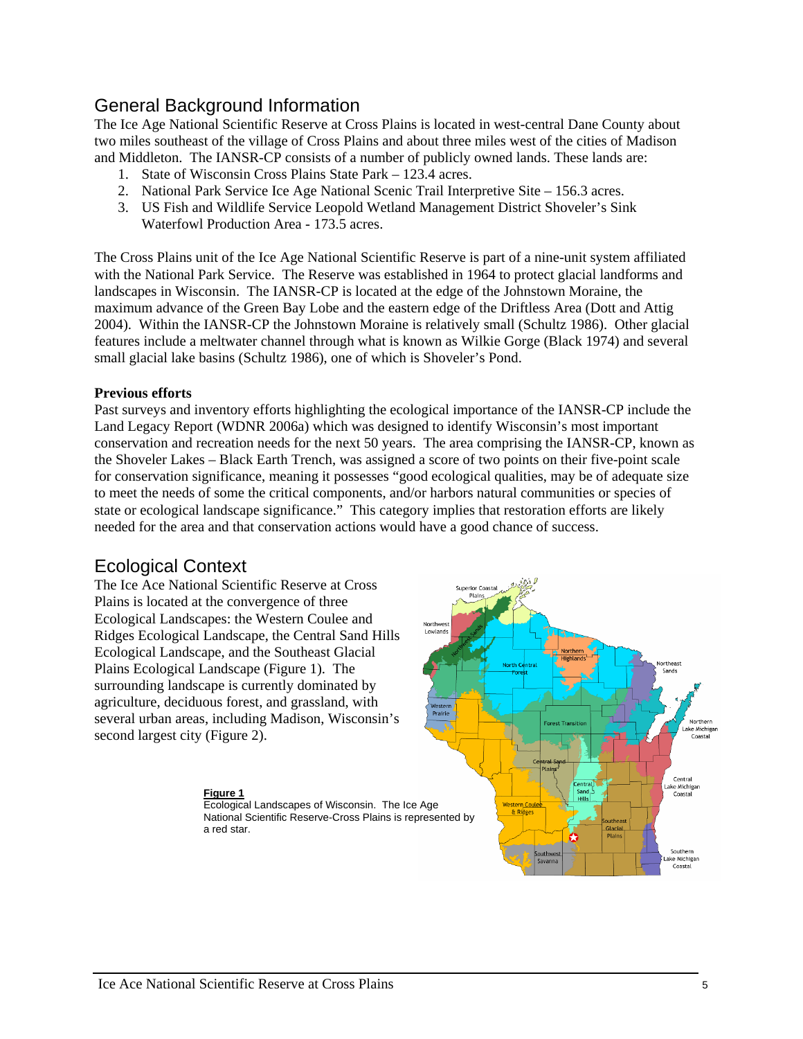## General Background Information

The Ice Age National Scientific Reserve at Cross Plains is located in west-central Dane County about two miles southeast of the village of Cross Plains and about three miles west of the cities of Madison and Middleton. The IANSR-CP consists of a number of publicly owned lands. These lands are:

1. State of Wisconsin Cross Plains State Park – 123.4 acres.
2. National Park Service Ice Age National Scenic Trail Interpretive Site – 156.3 acres.
3. US Fish and Wildlife Service Leopold Wetland Management District Shoveler's Sink Waterfowl Production Area - 173.5 acres.

The Cross Plains unit of the Ice Age National Scientific Reserve is part of a nine-unit system affiliated with the National Park Service. The Reserve was established in 1964 to protect glacial landforms and landscapes in Wisconsin. The IANSR-CP is located at the edge of the Johnstown Moraine, the maximum advance of the Green Bay Lobe and the eastern edge of the Driftless Area (Dott and Attig 2004). Within the IANSR-CP the Johnstown Moraine is relatively small (Schultz 1986). Other glacial features include a meltwater channel through what is known as Wilkie Gorge (Black 1974) and several small glacial lake basins (Schultz 1986), one of which is Shoveler's Pond.

**Previous efforts**

Past surveys and inventory efforts highlighting the ecological importance of the IANSR-CP include the Land Legacy Report (WDNR 2006a) which was designed to identify Wisconsin's most important conservation and recreation needs for the next 50 years. The area comprising the IANSR-CP, known as the Shoveler Lakes – Black Earth Trench, was assigned a score of two points on their five-point scale for conservation significance, meaning it possesses "good ecological qualities, may be of adequate size to meet the needs of some the critical components, and/or harbors natural communities or species of state or ecological landscape significance." This category implies that restoration efforts are likely needed for the area and that conservation actions would have a good chance of success.

## Ecological Context

The Ice Ace National Scientific Reserve at Cross Plains is located at the convergence of three Ecological Landscapes: the Western Coulee and Ridges Ecological Landscape, the Central Sand Hills Ecological Landscape, and the Southeast Glacial Plains Ecological Landscape (Figure 1). The surrounding landscape is currently dominated by agriculture, deciduous forest, and grassland, with several urban areas, including Madison, Wisconsin's second largest city (Figure 2).

**Figure 1**
Ecological Landscapes of Wisconsin. The Ice Age National Scientific Reserve-Cross Plains is represented by a red star.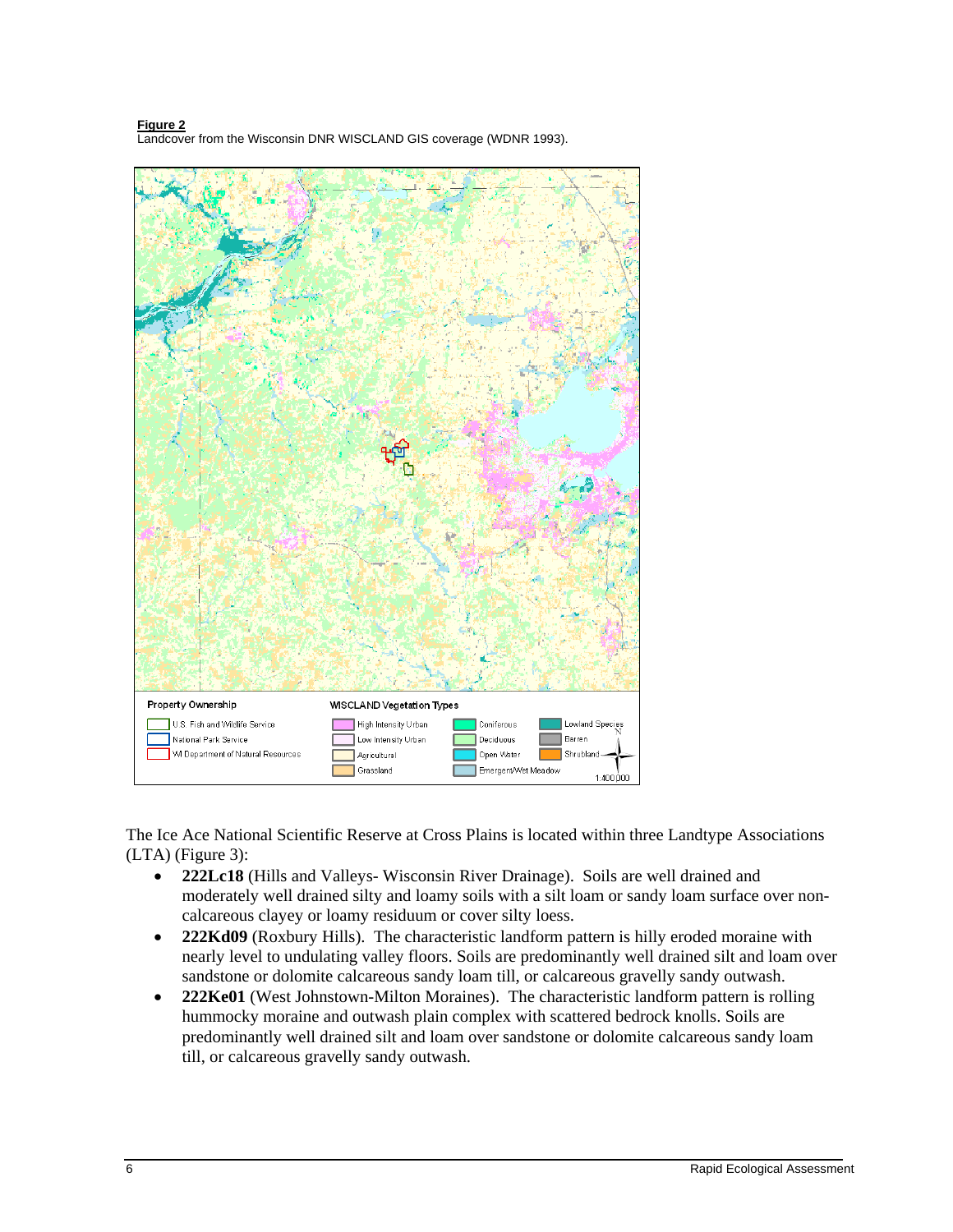**Figure 2**

Landcover from the Wisconsin DNR WISCLAND GIS coverage (WDNR 1993).

Property Ownership

- U.S. Fish and Wildlife Service
- National Park Service
- WI Department of Natural Resources

WISCLAND Vegetation Types

- High Intensity Urban
- Low Intensity Urban
- Agricultural
- Grassland
- Coniferous
- Deciduous
- Open Water
- Emergent/Wet Meadow
- Lowland Species
- Barren
- Shrubland

1:400,000

The Ice Age National Scientific Reserve at Cross Plains is located within three Landtype Associations (LTA) (Figure 3):

- **222Lc18** (Hills and Valleys- Wisconsin River Drainage). Soils are well drained and moderately well drained silty and loamy soils with a silt loam or sandy loam surface over non-calcareous clayey or loamy residuum or cover silty loess.
- **222Kd09** (Roxbury Hills). The characteristic landform pattern is hilly eroded moraine with nearly level to undulating valley floors. Soils are predominantly well drained silt and loam over sandstone or dolomite calcareous sandy loam till, or calcareous gravelly sandy outwash.
- **222Ke01** (West Johnstown-Milton Moraines). The characteristic landform pattern is rolling hummocky moraine and outwash plain complex with scattered bedrock knolls. Soils are predominantly well drained silt and loam over sandstone or dolomite calcareous sandy loam till, or calcareous gravelly sandy outwash.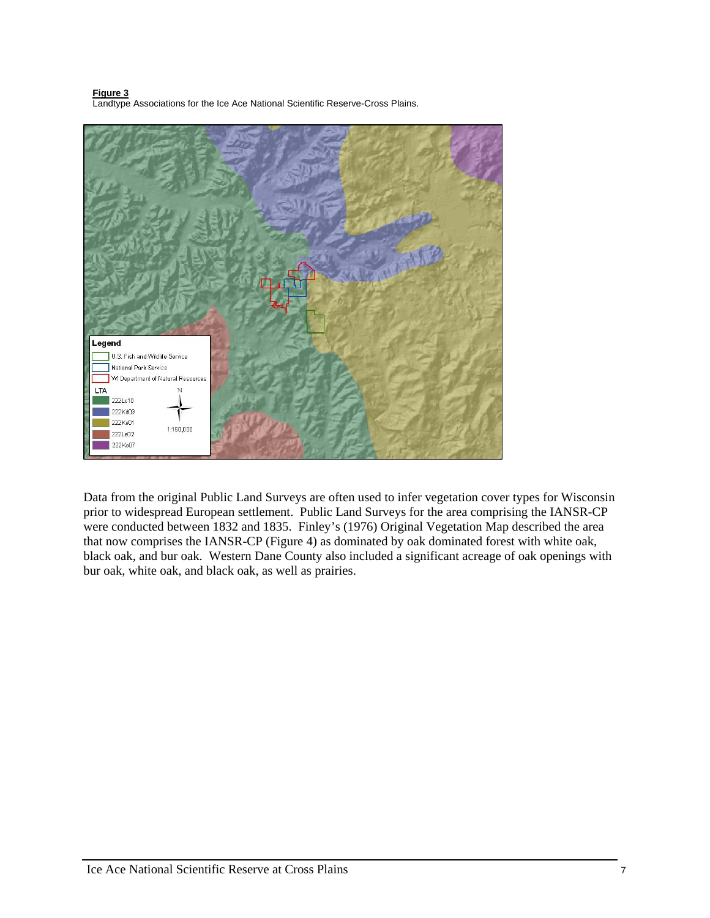**Figure 3**
Landtype Associations for the Ice Ace National Scientific Reserve-Cross Plains.

Data from the original Public Land Surveys are often used to infer vegetation cover types for Wisconsin prior to widespread European settlement. Public Land Surveys for the area comprising the IANSR-CP were conducted between 1832 and 1835. Finley's (1976) Original Vegetation Map described the area that now comprises the IANSR-CP (Figure 4) as dominated by oak dominated forest with white oak, black oak, and bur oak. Western Dane County also included a significant acreage of oak openings with bur oak, white oak, and black oak, as well as prairies.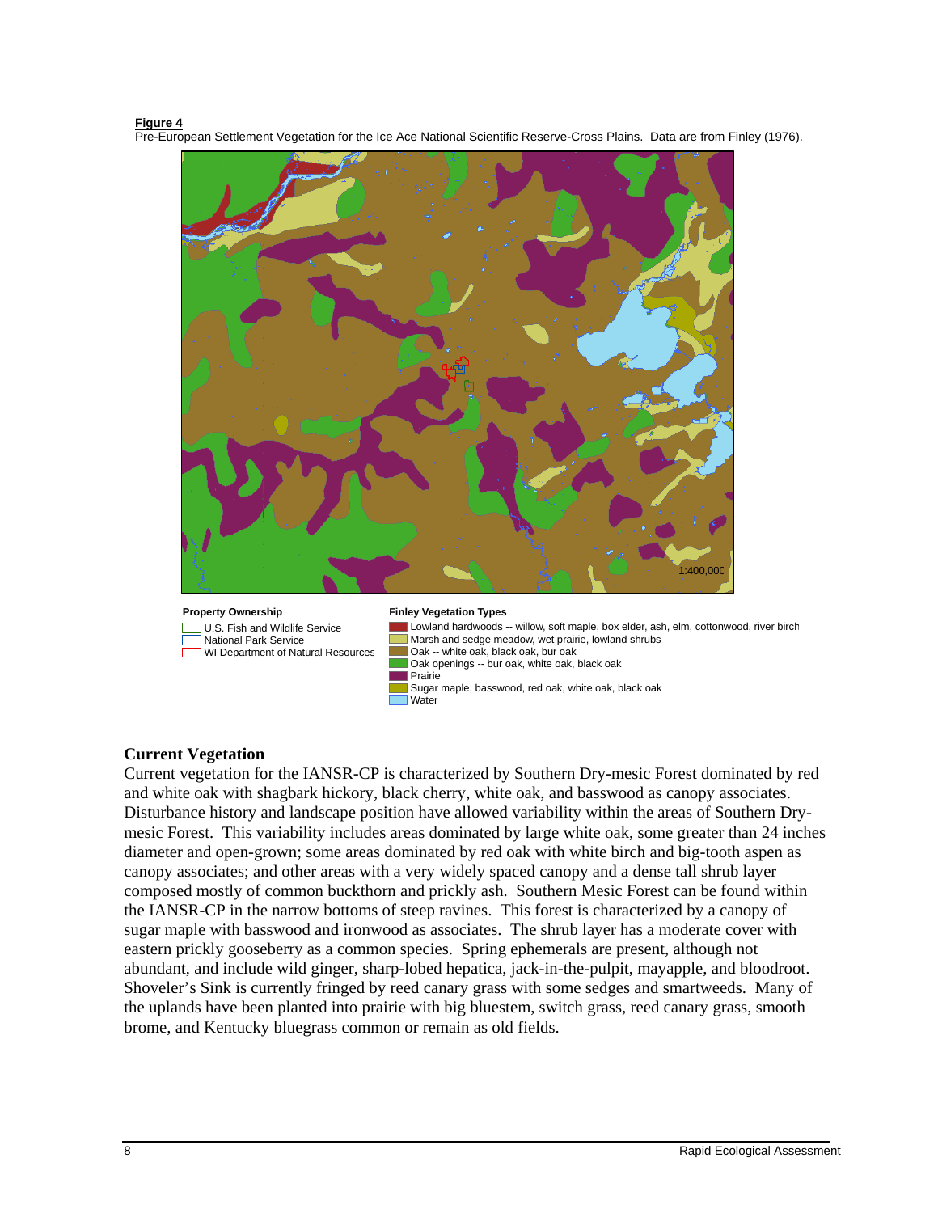**Figure 4**

Pre-European Settlement Vegetation for the Ice Ace National Scientific Reserve-Cross Plains. Data are from Finley (1976).

1:400,000

**Property Ownership**

- U.S. Fish and Wildlife Service
- National Park Service
- WI Department of Natural Resources

**Finley Vegetation Types**

- Lowland hardwoods -- willow, soft maple, box elder, ash, elm, cottonwood, river birch
- Marsh and sedge meadow, wet prairie, lowland shrubs
- Oak -- white oak, black oak, bur oak
- Oak openings -- bur oak, white oak, black oak
- Prairie
- Sugar maple, basswood, red oak, white oak, black oak
- Water

## Current Vegetation

Current vegetation for the IANSR-CP is characterized by Southern Dry-mesic Forest dominated by red and white oak with shagbark hickory, black cherry, white oak, and basswood as canopy associates. Disturbance history and landscape position have allowed variability within the areas of Southern Dry-mesic Forest. This variability includes areas dominated by large white oak, some greater than 24 inches diameter and open-grown; some areas dominated by red oak with white birch and big-tooth aspen as canopy associates; and other areas with a very widely spaced canopy and a dense tall shrub layer composed mostly of common buckthorn and prickly ash. Southern Mesic Forest can be found within the IANSR-CP in the narrow bottoms of steep ravines. This forest is characterized by a canopy of sugar maple with basswood and ironwood as associates. The shrub layer has a moderate cover with eastern prickly gooseberry as a common species. Spring ephemerals are present, although not abundant, and include wild ginger, sharp-lobed hepatica, jack-in-the-pulpit, mayapple, and bloodroot. Shoveler's Sink is currently fringed by reed canary grass with some sedges and smartweeds. Many of the uplands have been planted into prairie with big bluestem, switch grass, reed canary grass, smooth brome, and Kentucky bluegrass common or remain as old fields.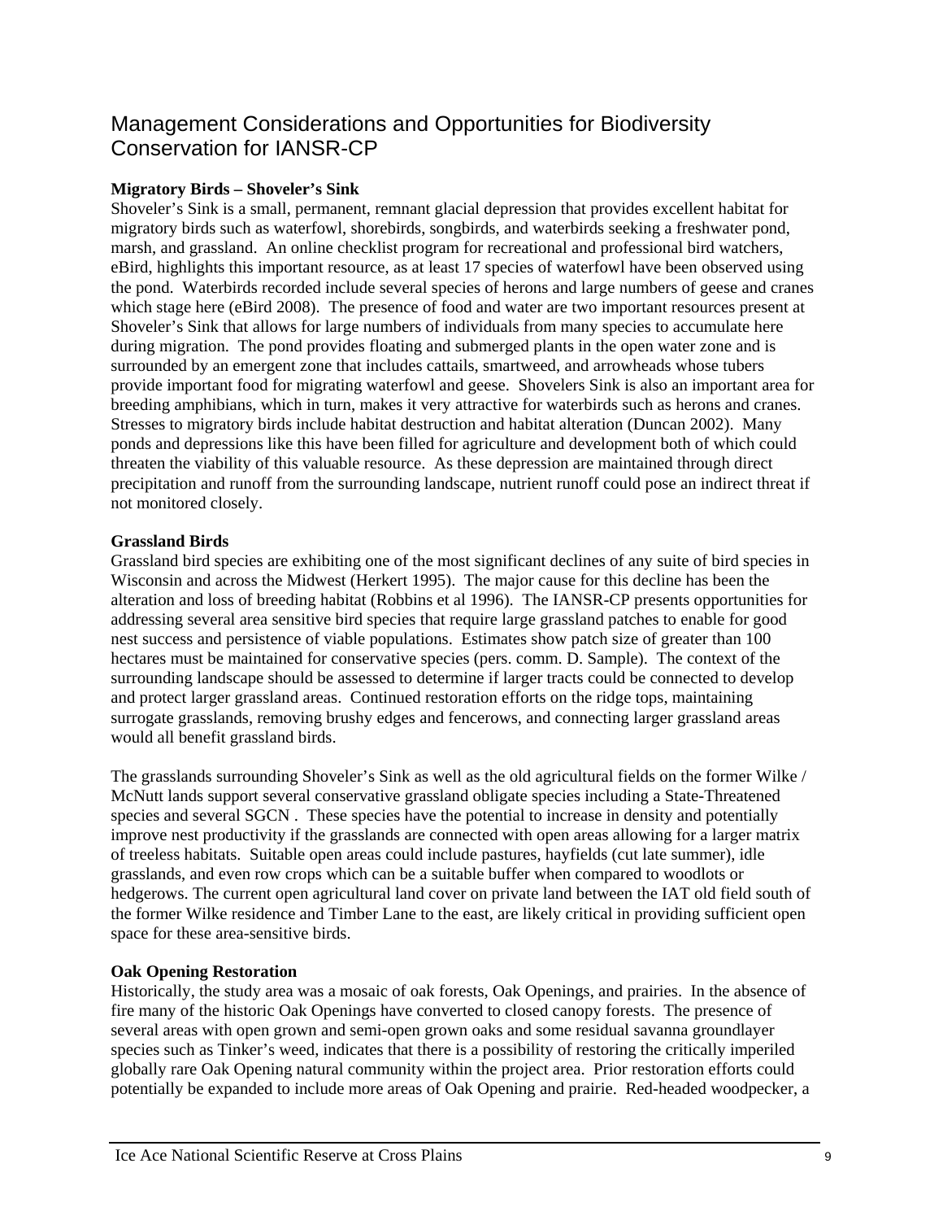# Management Considerations and Opportunities for Biodiversity Conservation for IANSR-CP

**Migratory Birds – Shoveler's Sink**

Shoveler's Sink is a small, permanent, remnant glacial depression that provides excellent habitat for migratory birds such as waterfowl, shorebirds, songbirds, and waterbirds seeking a freshwater pond, marsh, and grassland. An online checklist program for recreational and professional bird watchers, eBird, highlights this important resource, as at least 17 species of waterfowl have been observed using the pond. Waterbirds recorded include several species of herons and large numbers of geese and cranes which stage here (eBird 2008). The presence of food and water are two important resources present at Shoveler's Sink that allows for large numbers of individuals from many species to accumulate here during migration. The pond provides floating and submerged plants in the open water zone and is surrounded by an emergent zone that includes cattails, smartweed, and arrowheads whose tubers provide important food for migrating waterfowl and geese. Shovelers Sink is also an important area for breeding amphibians, which in turn, makes it very attractive for waterbirds such as herons and cranes. Stresses to migratory birds include habitat destruction and habitat alteration (Duncan 2002). Many ponds and depressions like this have been filled for agriculture and development both of which could threaten the viability of this valuable resource. As these depression are maintained through direct precipitation and runoff from the surrounding landscape, nutrient runoff could pose an indirect threat if not monitored closely.

**Grassland Birds**

Grassland bird species are exhibiting one of the most significant declines of any suite of bird species in Wisconsin and across the Midwest (Herkert 1995). The major cause for this decline has been the alteration and loss of breeding habitat (Robbins et al 1996). The IANSR-CP presents opportunities for addressing several area sensitive bird species that require large grassland patches to enable for good nest success and persistence of viable populations. Estimates show patch size of greater than 100 hectares must be maintained for conservative species (pers. comm. D. Sample). The context of the surrounding landscape should be assessed to determine if larger tracts could be connected to develop and protect larger grassland areas. Continued restoration efforts on the ridge tops, maintaining surrogate grasslands, removing brushy edges and fencerows, and connecting larger grassland areas would all benefit grassland birds.

The grasslands surrounding Shoveler's Sink as well as the old agricultural fields on the former Wilke / McNutt lands support several conservative grassland obligate species including a State-Threatened species and several SGCN . These species have the potential to increase in density and potentially improve nest productivity if the grasslands are connected with open areas allowing for a larger matrix of treeless habitats. Suitable open areas could include pastures, hayfields (cut late summer), idle grasslands, and even row crops which can be a suitable buffer when compared to woodlots or hedgerows. The current open agricultural land cover on private land between the IAT old field south of the former Wilke residence and Timber Lane to the east, are likely critical in providing sufficient open space for these area-sensitive birds.

**Oak Opening Restoration**

Historically, the study area was a mosaic of oak forests, Oak Openings, and prairies. In the absence of fire many of the historic Oak Openings have converted to closed canopy forests. The presence of several areas with open grown and semi-open grown oaks and some residual savanna groundlayer species such as Tinker's weed, indicates that there is a possibility of restoring the critically imperiled globally rare Oak Opening natural community within the project area. Prior restoration efforts could potentially be expanded to include more areas of Oak Opening and prairie. Red-headed woodpecker, a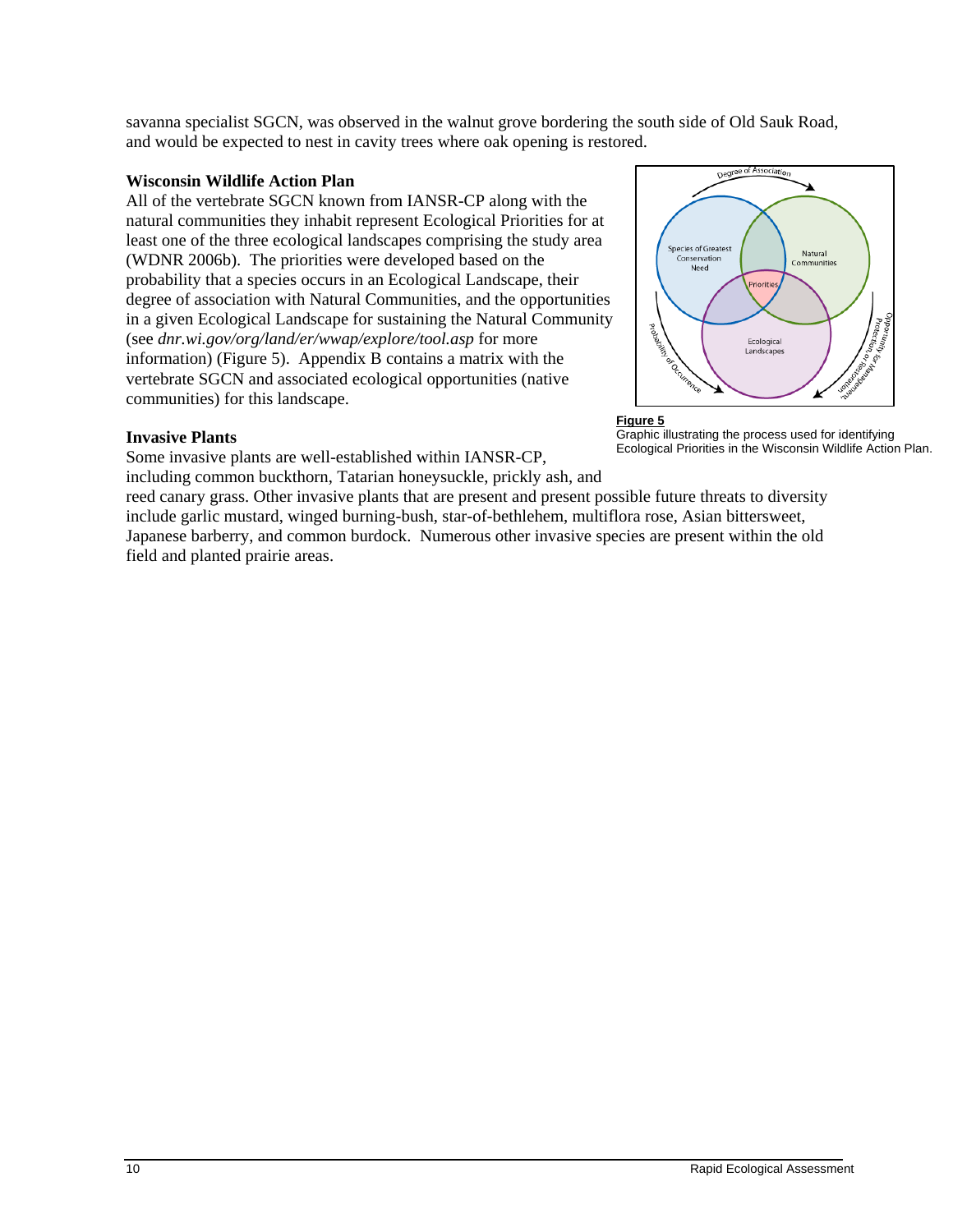savanna specialist SGCN, was observed in the walnut grove bordering the south side of Old Sauk Road, and would be expected to nest in cavity trees where oak opening is restored.

### Wisconsin Wildlife Action Plan

All of the vertebrate SGCN known from IANSR-CP along with the natural communities they inhabit represent Ecological Priorities for at least one of the three ecological landscapes comprising the study area (WDNR 2006b). The priorities were developed based on the probability that a species occurs in an Ecological Landscape, their degree of association with Natural Communities, and the opportunities in a given Ecological Landscape for sustaining the Natural Community (see *dnr.wi.gov/org/land/er/wwap/explore/tool.asp* for more information) (Figure 5). Appendix B contains a matrix with the vertebrate SGCN and associated ecological opportunities (native communities) for this landscape.

**Figure 5**
Graphic illustrating the process used for identifying Ecological Priorities in the Wisconsin Wildlife Action Plan.

### Invasive Plants

Some invasive plants are well-established within IANSR-CP, including common buckthorn, Tatarian honeysuckle, prickly ash, and reed canary grass. Other invasive plants that are present and present possible future threats to diversity include garlic mustard, winged burning-bush, star-of-bethlehem, multiflora rose, Asian bittersweet, Japanese barberry, and common burdock. Numerous other invasive species are present within the old field and planted prairie areas.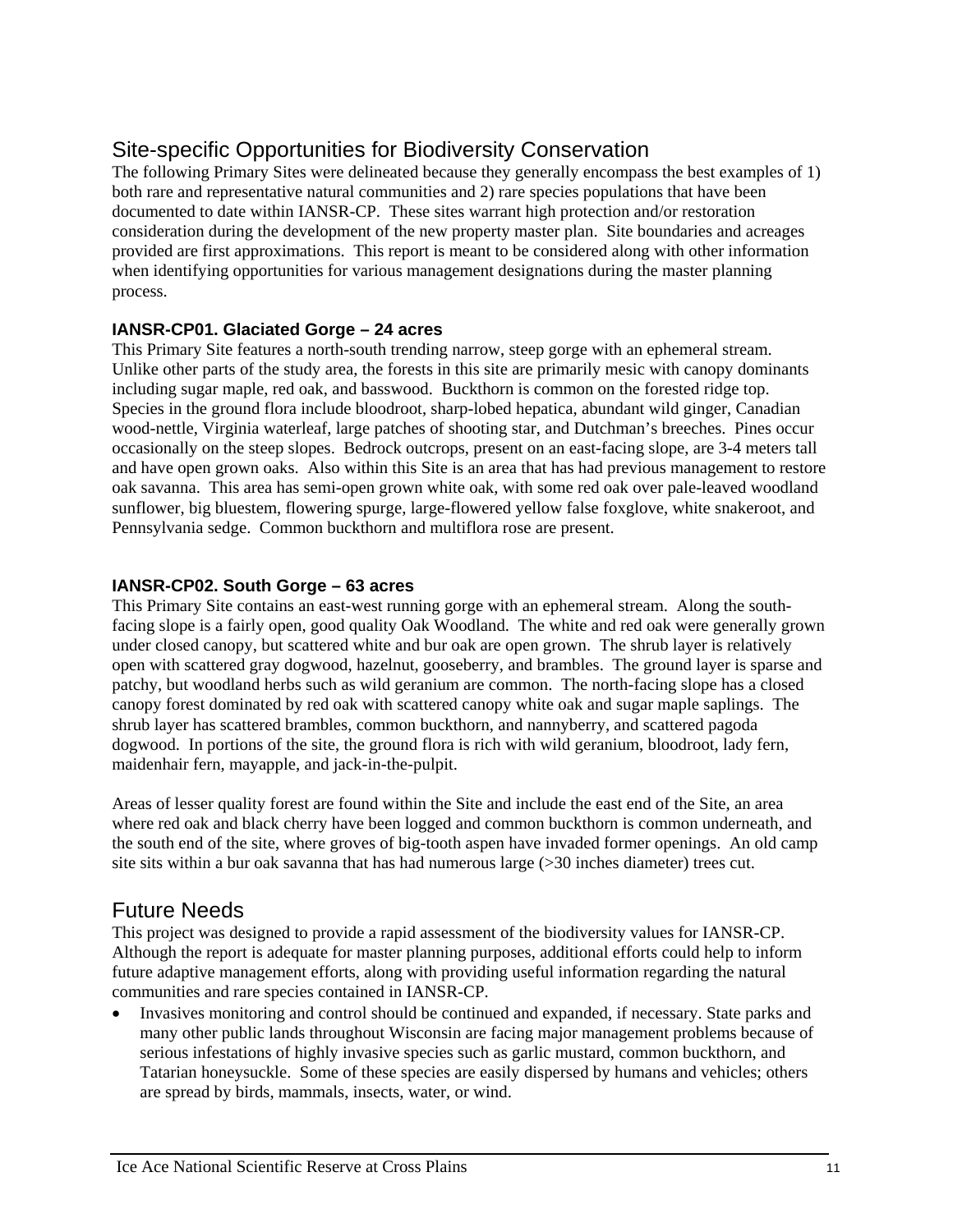## Site-specific Opportunities for Biodiversity Conservation

The following Primary Sites were delineated because they generally encompass the best examples of 1) both rare and representative natural communities and 2) rare species populations that have been documented to date within IANSR-CP. These sites warrant high protection and/or restoration consideration during the development of the new property master plan. Site boundaries and acreages provided are first approximations. This report is meant to be considered along with other information when identifying opportunities for various management designations during the master planning process.

### IANSR-CP01. Glaciated Gorge – 24 acres

This Primary Site features a north-south trending narrow, steep gorge with an ephemeral stream. Unlike other parts of the study area, the forests in this site are primarily mesic with canopy dominants including sugar maple, red oak, and basswood. Buckthorn is common on the forested ridge top. Species in the ground flora include bloodroot, sharp-lobed hepatica, abundant wild ginger, Canadian wood-nettle, Virginia waterleaf, large patches of shooting star, and Dutchman's breeches. Pines occur occasionally on the steep slopes. Bedrock outcrops, present on an east-facing slope, are 3-4 meters tall and have open grown oaks. Also within this Site is an area that has had previous management to restore oak savanna. This area has semi-open grown white oak, with some red oak over pale-leaved woodland sunflower, big bluestem, flowering spurge, large-flowered yellow false foxglove, white snakeroot, and Pennsylvania sedge. Common buckthorn and multiflora rose are present.

### IANSR-CP02. South Gorge – 63 acres

This Primary Site contains an east-west running gorge with an ephemeral stream. Along the south-facing slope is a fairly open, good quality Oak Woodland. The white and red oak were generally grown under closed canopy, but scattered white and bur oak are open grown. The shrub layer is relatively open with scattered gray dogwood, hazelnut, gooseberry, and brambles. The ground layer is sparse and patchy, but woodland herbs such as wild geranium are common. The north-facing slope has a closed canopy forest dominated by red oak with scattered canopy white oak and sugar maple saplings. The shrub layer has scattered brambles, common buckthorn, and nannyberry, and scattered pagoda dogwood. In portions of the site, the ground flora is rich with wild geranium, bloodroot, lady fern, maidenhair fern, mayapple, and jack-in-the-pulpit.

Areas of lesser quality forest are found within the Site and include the east end of the Site, an area where red oak and black cherry have been logged and common buckthorn is common underneath, and the south end of the site, where groves of big-tooth aspen have invaded former openings. An old camp site sits within a bur oak savanna that has had numerous large (>30 inches diameter) trees cut.

## Future Needs

This project was designed to provide a rapid assessment of the biodiversity values for IANSR-CP. Although the report is adequate for master planning purposes, additional efforts could help to inform future adaptive management efforts, along with providing useful information regarding the natural communities and rare species contained in IANSR-CP.

- Invasives monitoring and control should be continued and expanded, if necessary. State parks and many other public lands throughout Wisconsin are facing major management problems because of serious infestations of highly invasive species such as garlic mustard, common buckthorn, and Tatarian honeysuckle. Some of these species are easily dispersed by humans and vehicles; others are spread by birds, mammals, insects, water, or wind.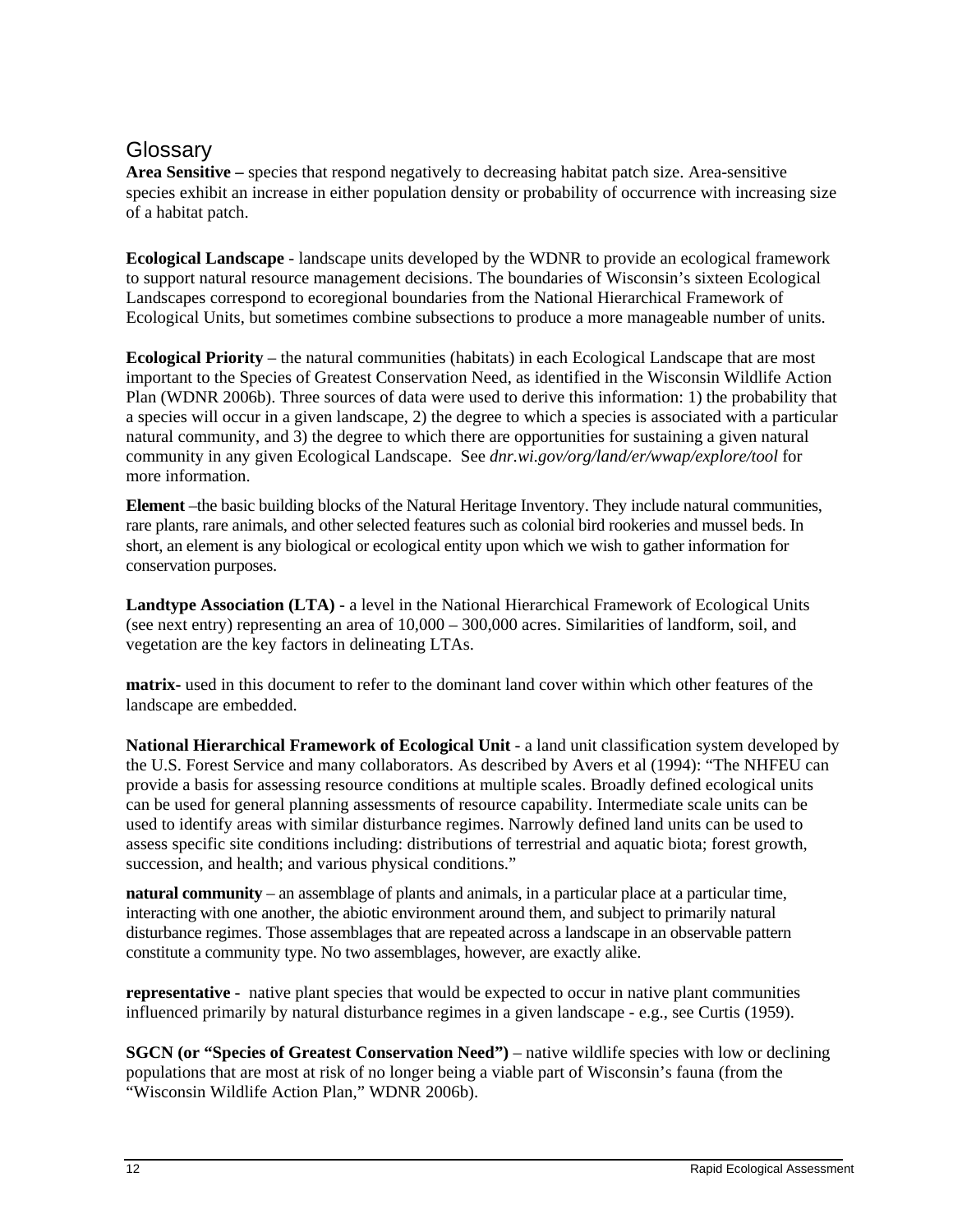## Glossary

**Area Sensitive –** species that respond negatively to decreasing habitat patch size. Area-sensitive species exhibit an increase in either population density or probability of occurrence with increasing size of a habitat patch.

**Ecological Landscape** - landscape units developed by the WDNR to provide an ecological framework to support natural resource management decisions. The boundaries of Wisconsin's sixteen Ecological Landscapes correspond to ecoregional boundaries from the National Hierarchical Framework of Ecological Units, but sometimes combine subsections to produce a more manageable number of units.

**Ecological Priority** – the natural communities (habitats) in each Ecological Landscape that are most important to the Species of Greatest Conservation Need, as identified in the Wisconsin Wildlife Action Plan (WDNR 2006b). Three sources of data were used to derive this information: 1) the probability that a species will occur in a given landscape, 2) the degree to which a species is associated with a particular natural community, and 3) the degree to which there are opportunities for sustaining a given natural community in any given Ecological Landscape. See *dnr.wi.gov/org/land/er/wwap/explore/tool* for more information.

**Element** –the basic building blocks of the Natural Heritage Inventory. They include natural communities, rare plants, rare animals, and other selected features such as colonial bird rookeries and mussel beds. In short, an element is any biological or ecological entity upon which we wish to gather information for conservation purposes.

**Landtype Association (LTA)** - a level in the National Hierarchical Framework of Ecological Units (see next entry) representing an area of 10,000 – 300,000 acres. Similarities of landform, soil, and vegetation are the key factors in delineating LTAs.

**matrix-** used in this document to refer to the dominant land cover within which other features of the landscape are embedded.

**National Hierarchical Framework of Ecological Unit** - a land unit classification system developed by the U.S. Forest Service and many collaborators. As described by Avers et al (1994): "The NHFEU can provide a basis for assessing resource conditions at multiple scales. Broadly defined ecological units can be used for general planning assessments of resource capability. Intermediate scale units can be used to identify areas with similar disturbance regimes. Narrowly defined land units can be used to assess specific site conditions including: distributions of terrestrial and aquatic biota; forest growth, succession, and health; and various physical conditions."

**natural community** – an assemblage of plants and animals, in a particular place at a particular time, interacting with one another, the abiotic environment around them, and subject to primarily natural disturbance regimes. Those assemblages that are repeated across a landscape in an observable pattern constitute a community type. No two assemblages, however, are exactly alike.

**representative** - native plant species that would be expected to occur in native plant communities influenced primarily by natural disturbance regimes in a given landscape - e.g., see Curtis (1959).

**SGCN (or "Species of Greatest Conservation Need")** – native wildlife species with low or declining populations that are most at risk of no longer being a viable part of Wisconsin's fauna (from the "Wisconsin Wildlife Action Plan," WDNR 2006b).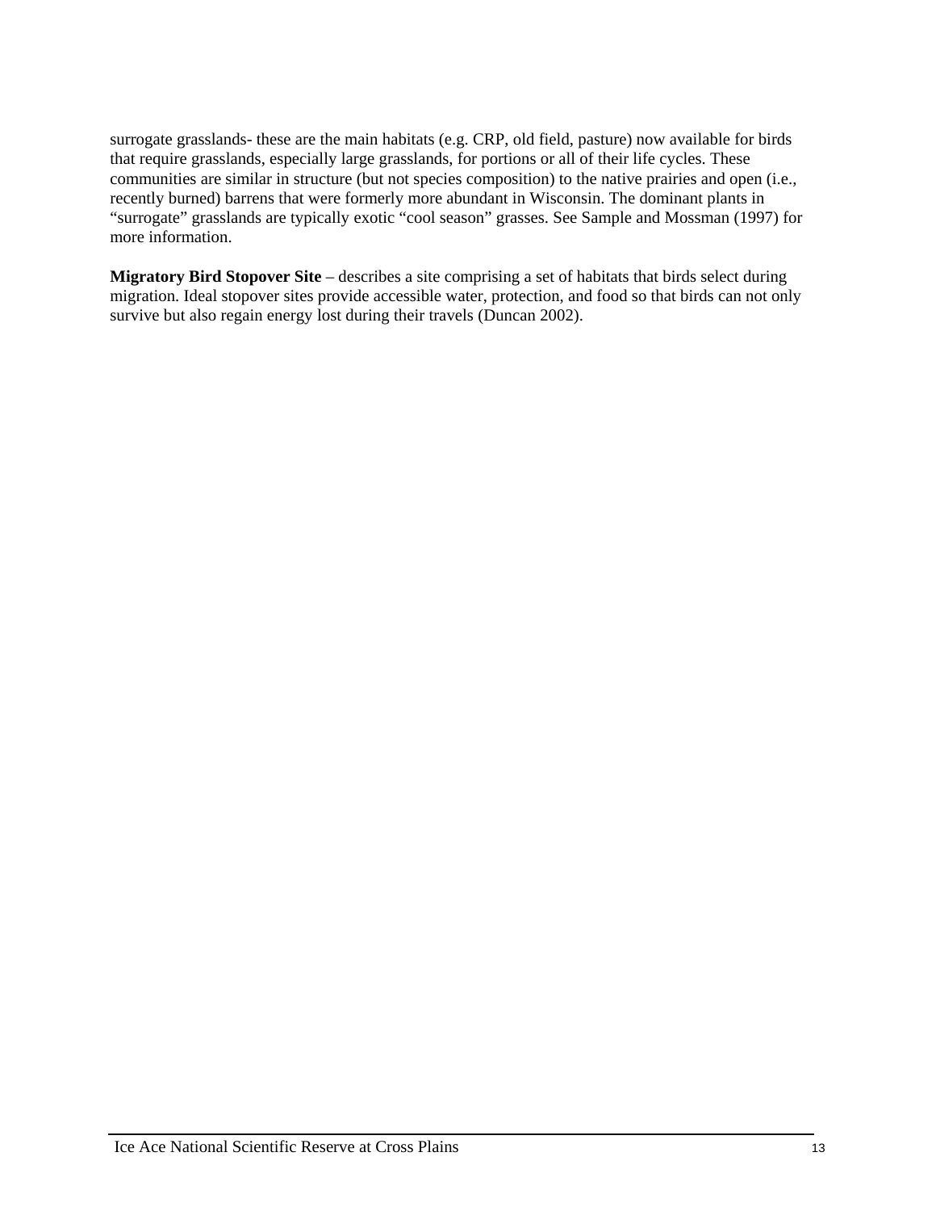surrogate grasslands- these are the main habitats (e.g. CRP, old field, pasture) now available for birds that require grasslands, especially large grasslands, for portions or all of their life cycles. These communities are similar in structure (but not species composition) to the native prairies and open (i.e., recently burned) barrens that were formerly more abundant in Wisconsin. The dominant plants in "surrogate" grasslands are typically exotic "cool season" grasses. See Sample and Mossman (1997) for more information.

**Migratory Bird Stopover Site** – describes a site comprising a set of habitats that birds select during migration. Ideal stopover sites provide accessible water, protection, and food so that birds can not only survive but also regain energy lost during their travels (Duncan 2002).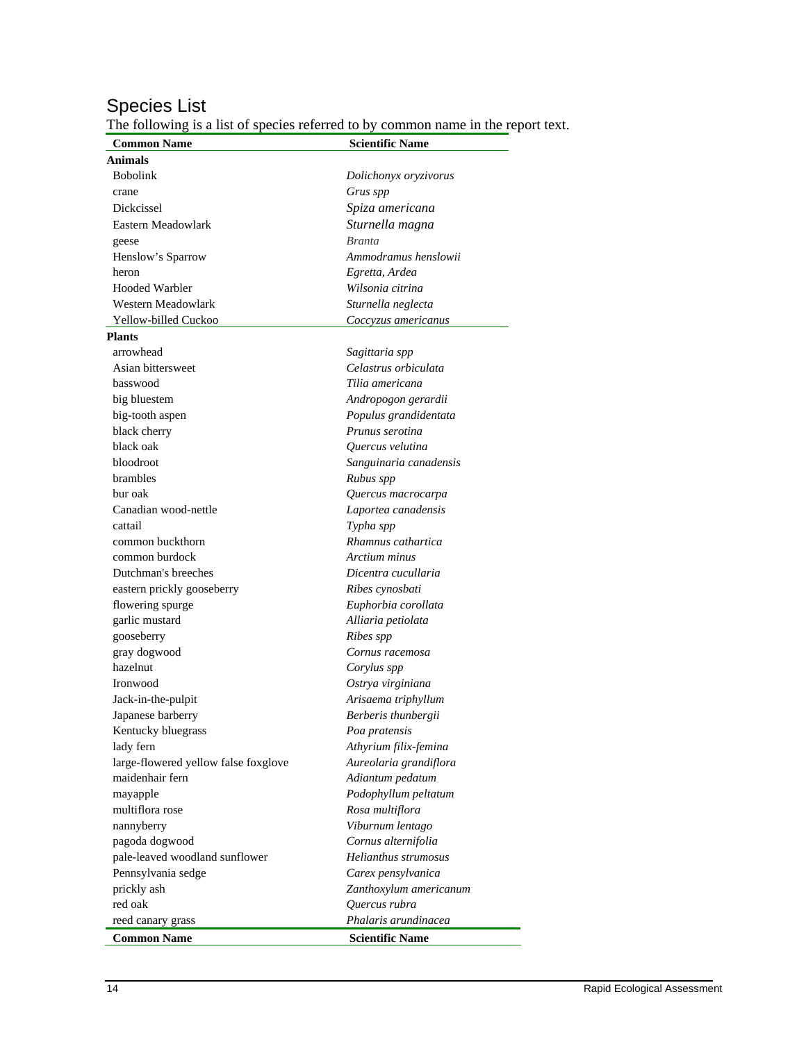## Species List

The following is a list of species referred to by common name in the report text.

| Common Name | Scientific Name |
| --- | --- |
| **Animals** | |
| Bobolink | *Dolichonyx oryzivorus* |
| crane | *Grus spp* |
| Dickcissel | *Spiza americana* |
| Eastern Meadowlark | *Sturnella magna* |
| geese | *Branta* |
| Henslow's Sparrow | *Ammodramus henslowii* |
| heron | *Egretta, Ardea* |
| Hooded Warbler | *Wilsonia citrina* |
| Western Meadowlark | *Sturnella neglecta* |
| Yellow-billed Cuckoo | *Coccyzus americanus* |
| **Plants** | |
| arrowhead | *Sagittaria spp* |
| Asian bittersweet | *Celastrus orbiculata* |
| basswood | *Tilia americana* |
| big bluestem | *Andropogon gerardii* |
| big-tooth aspen | *Populus grandidentata* |
| black cherry | *Prunus serotina* |
| black oak | *Quercus velutina* |
| bloodroot | *Sanguinaria canadensis* |
| brambles | *Rubus spp* |
| bur oak | *Quercus macrocarpa* |
| Canadian wood-nettle | *Laportea canadensis* |
| cattail | *Typha spp* |
| common buckthorn | *Rhamnus cathartica* |
| common burdock | *Arctium minus* |
| Dutchman's breeches | *Dicentra cucullaria* |
| eastern prickly gooseberry | *Ribes cynosbati* |
| flowering spurge | *Euphorbia corollata* |
| garlic mustard | *Alliaria petiolata* |
| gooseberry | *Ribes spp* |
| gray dogwood | *Cornus racemosa* |
| hazelnut | *Corylus spp* |
| Ironwood | *Ostrya virginiana* |
| Jack-in-the-pulpit | *Arisaema triphyllum* |
| Japanese barberry | *Berberis thunbergii* |
| Kentucky bluegrass | *Poa pratensis* |
| lady fern | *Athyrium filix-femina* |
| large-flowered yellow false foxglove | *Aureolaria grandiflora* |
| maidenhair fern | *Adiantum pedatum* |
| mayapple | *Podophyllum peltatum* |
| multiflora rose | *Rosa multiflora* |
| nannyberry | *Viburnum lentago* |
| pagoda dogwood | *Cornus alternifolia* |
| pale-leaved woodland sunflower | *Helianthus strumosus* |
| Pennsylvania sedge | *Carex pensylvanica* |
| prickly ash | *Zanthoxylum americanum* |
| red oak | *Quercus rubra* |
| reed canary grass | *Phalaris arundinacea* |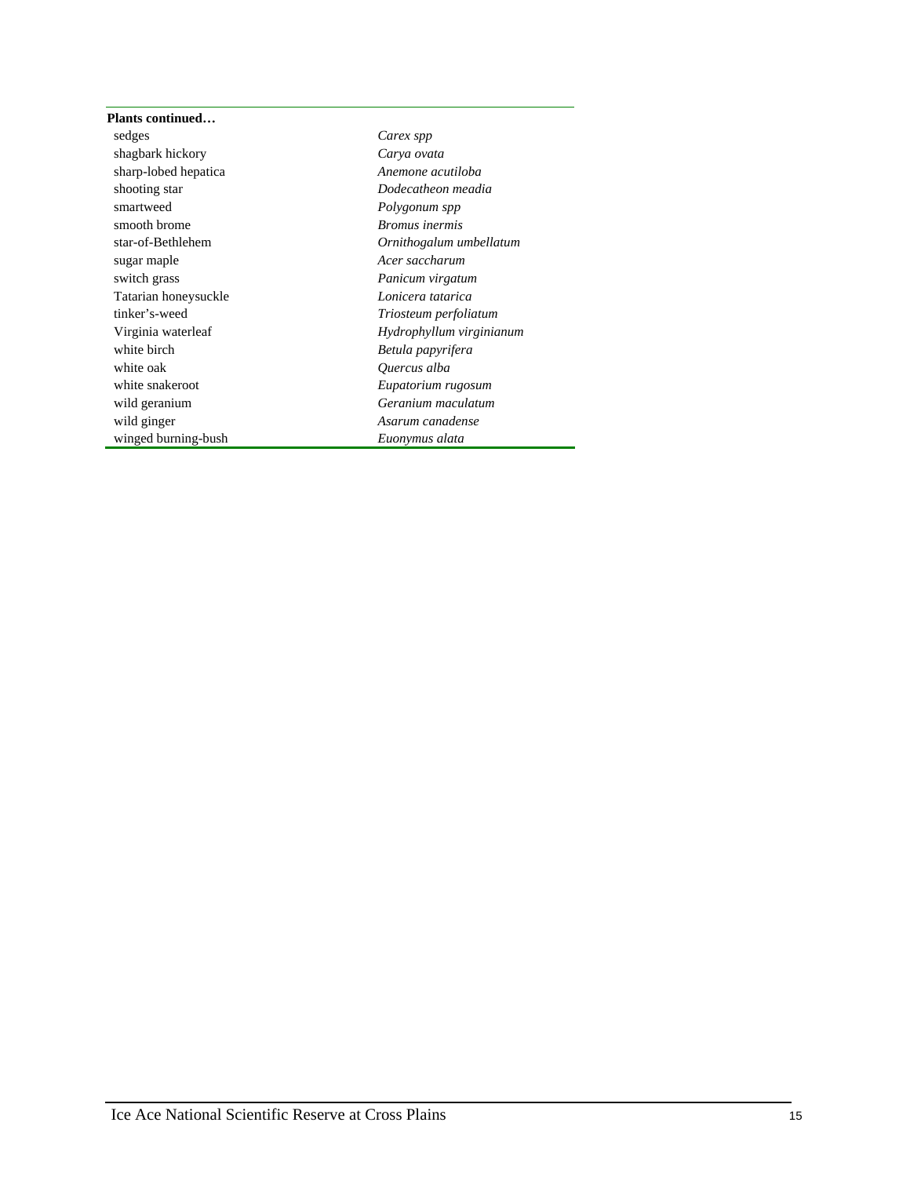| **Plants continued…** | |
|---|---|
| sedges | *Carex spp* |
| shagbark hickory | *Carya ovata* |
| sharp-lobed hepatica | *Anemone acutiloba* |
| shooting star | *Dodecatheon meadia* |
| smartweed | *Polygonum spp* |
| smooth brome | *Bromus inermis* |
| star-of-Bethlehem | *Ornithogalum umbellatum* |
| sugar maple | *Acer saccharum* |
| switch grass | *Panicum virgatum* |
| Tatarian honeysuckle | *Lonicera tatarica* |
| tinker's-weed | *Triosteum perfoliatum* |
| Virginia waterleaf | *Hydrophyllum virginianum* |
| white birch | *Betula papyrifera* |
| white oak | *Quercus alba* |
| white snakeroot | *Eupatorium rugosum* |
| wild geranium | *Geranium maculatum* |
| wild ginger | *Asarum canadense* |
| winged burning-bush | *Euonymus alata* |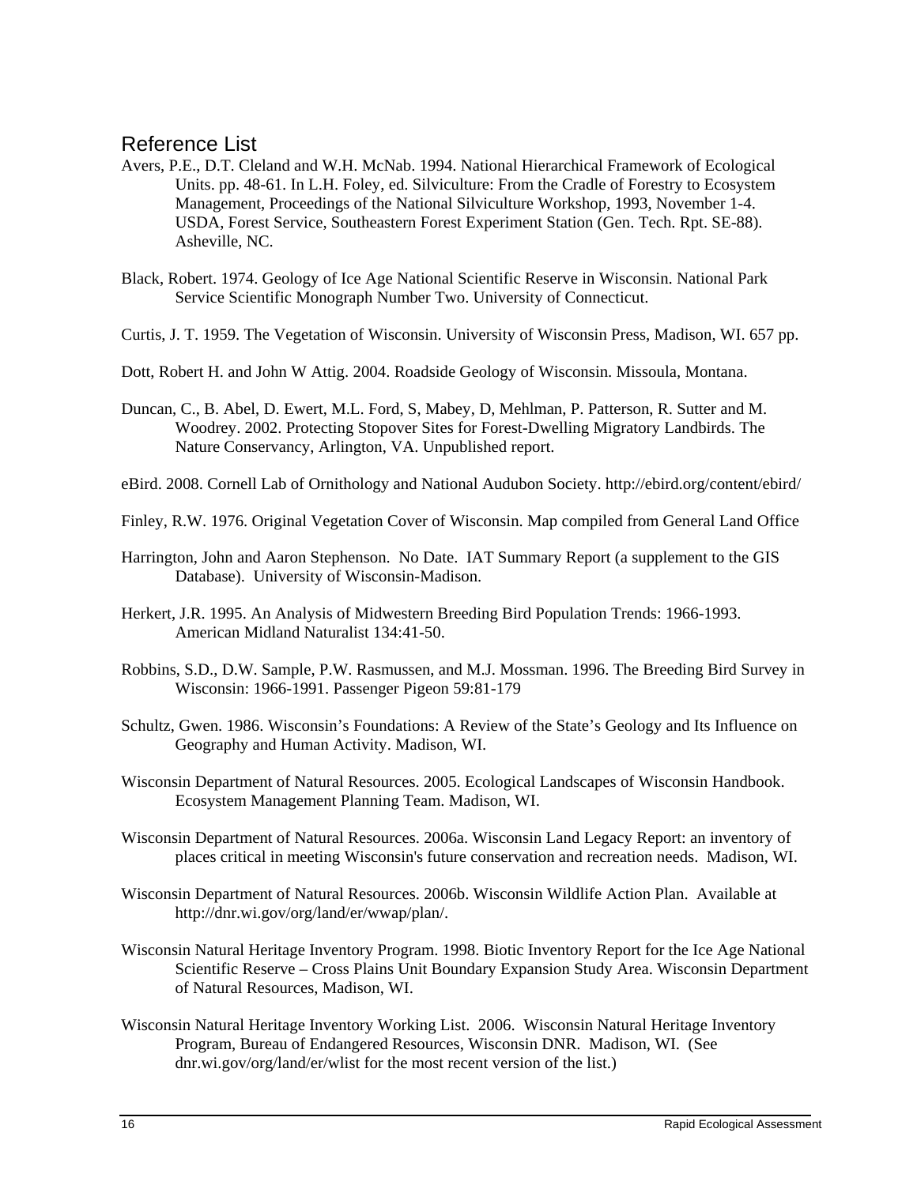## Reference List

Avers, P.E., D.T. Cleland and W.H. McNab. 1994. National Hierarchical Framework of Ecological Units. pp. 48-61. In L.H. Foley, ed. Silviculture: From the Cradle of Forestry to Ecosystem Management, Proceedings of the National Silviculture Workshop, 1993, November 1-4. USDA, Forest Service, Southeastern Forest Experiment Station (Gen. Tech. Rpt. SE-88). Asheville, NC.

Black, Robert. 1974. Geology of Ice Age National Scientific Reserve in Wisconsin. National Park Service Scientific Monograph Number Two. University of Connecticut.

Curtis, J. T. 1959. The Vegetation of Wisconsin. University of Wisconsin Press, Madison, WI. 657 pp.

Dott, Robert H. and John W Attig. 2004. Roadside Geology of Wisconsin. Missoula, Montana.

Duncan, C., B. Abel, D. Ewert, M.L. Ford, S, Mabey, D, Mehlman, P. Patterson, R. Sutter and M. Woodrey. 2002. Protecting Stopover Sites for Forest-Dwelling Migratory Landbirds. The Nature Conservancy, Arlington, VA. Unpublished report.

eBird. 2008. Cornell Lab of Ornithology and National Audubon Society. http://ebird.org/content/ebird/

Finley, R.W. 1976. Original Vegetation Cover of Wisconsin. Map compiled from General Land Office

Harrington, John and Aaron Stephenson. No Date. IAT Summary Report (a supplement to the GIS Database). University of Wisconsin-Madison.

Herkert, J.R. 1995. An Analysis of Midwestern Breeding Bird Population Trends: 1966-1993. American Midland Naturalist 134:41-50.

Robbins, S.D., D.W. Sample, P.W. Rasmussen, and M.J. Mossman. 1996. The Breeding Bird Survey in Wisconsin: 1966-1991. Passenger Pigeon 59:81-179

Schultz, Gwen. 1986. Wisconsin's Foundations: A Review of the State's Geology and Its Influence on Geography and Human Activity. Madison, WI.

Wisconsin Department of Natural Resources. 2005. Ecological Landscapes of Wisconsin Handbook. Ecosystem Management Planning Team. Madison, WI.

Wisconsin Department of Natural Resources. 2006a. Wisconsin Land Legacy Report: an inventory of places critical in meeting Wisconsin's future conservation and recreation needs. Madison, WI.

Wisconsin Department of Natural Resources. 2006b. Wisconsin Wildlife Action Plan. Available at http://dnr.wi.gov/org/land/er/wwap/plan/.

Wisconsin Natural Heritage Inventory Program. 1998. Biotic Inventory Report for the Ice Age National Scientific Reserve – Cross Plains Unit Boundary Expansion Study Area. Wisconsin Department of Natural Resources, Madison, WI.

Wisconsin Natural Heritage Inventory Working List. 2006. Wisconsin Natural Heritage Inventory Program, Bureau of Endangered Resources, Wisconsin DNR. Madison, WI. (See dnr.wi.gov/org/land/er/wlist for the most recent version of the list.)